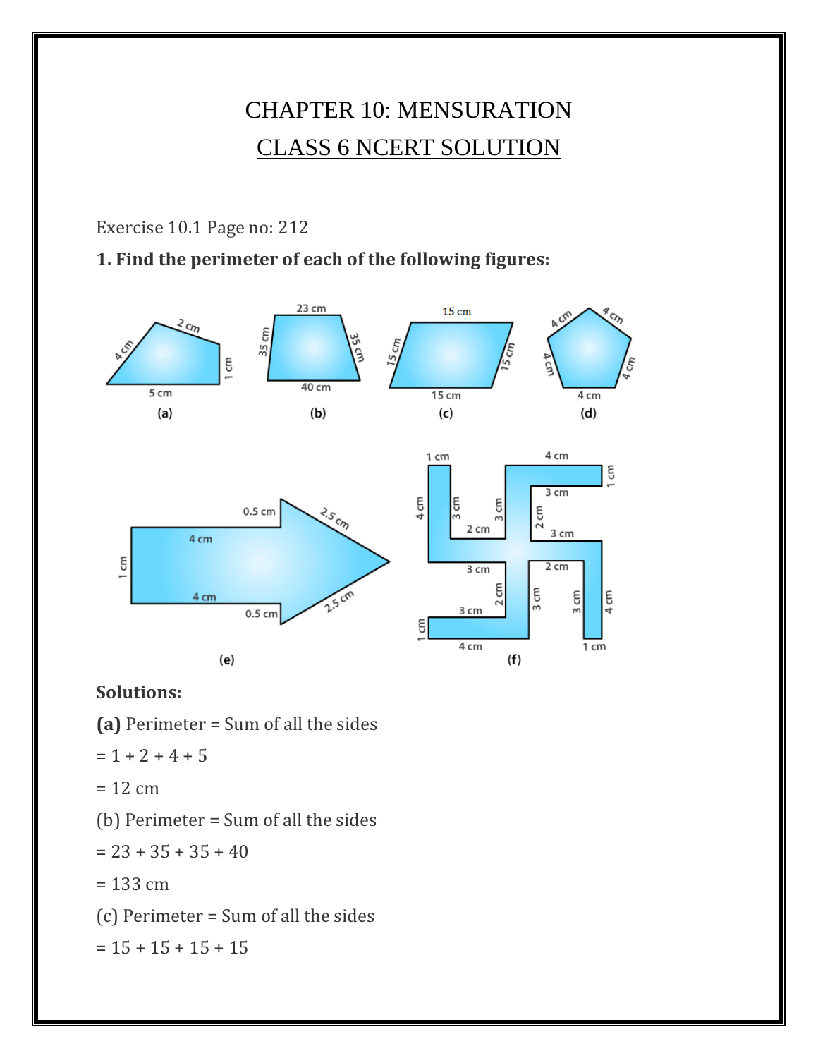# CHAPTER 10: MENSURATION

# CLASS 6 NCERT SOLUTION

Exercise 10.1 Page no: 212

**1. Find the perimeter of each of the following figures:**

**Solutions:**

**(a)** Perimeter = Sum of all the sides

= 1 + 2 + 4 + 5

= 12 cm

(b) Perimeter = Sum of all the sides

= 23 + 35 + 35 + 40

= 133 cm

(c) Perimeter = Sum of all the sides

= 15 + 15 + 15 + 15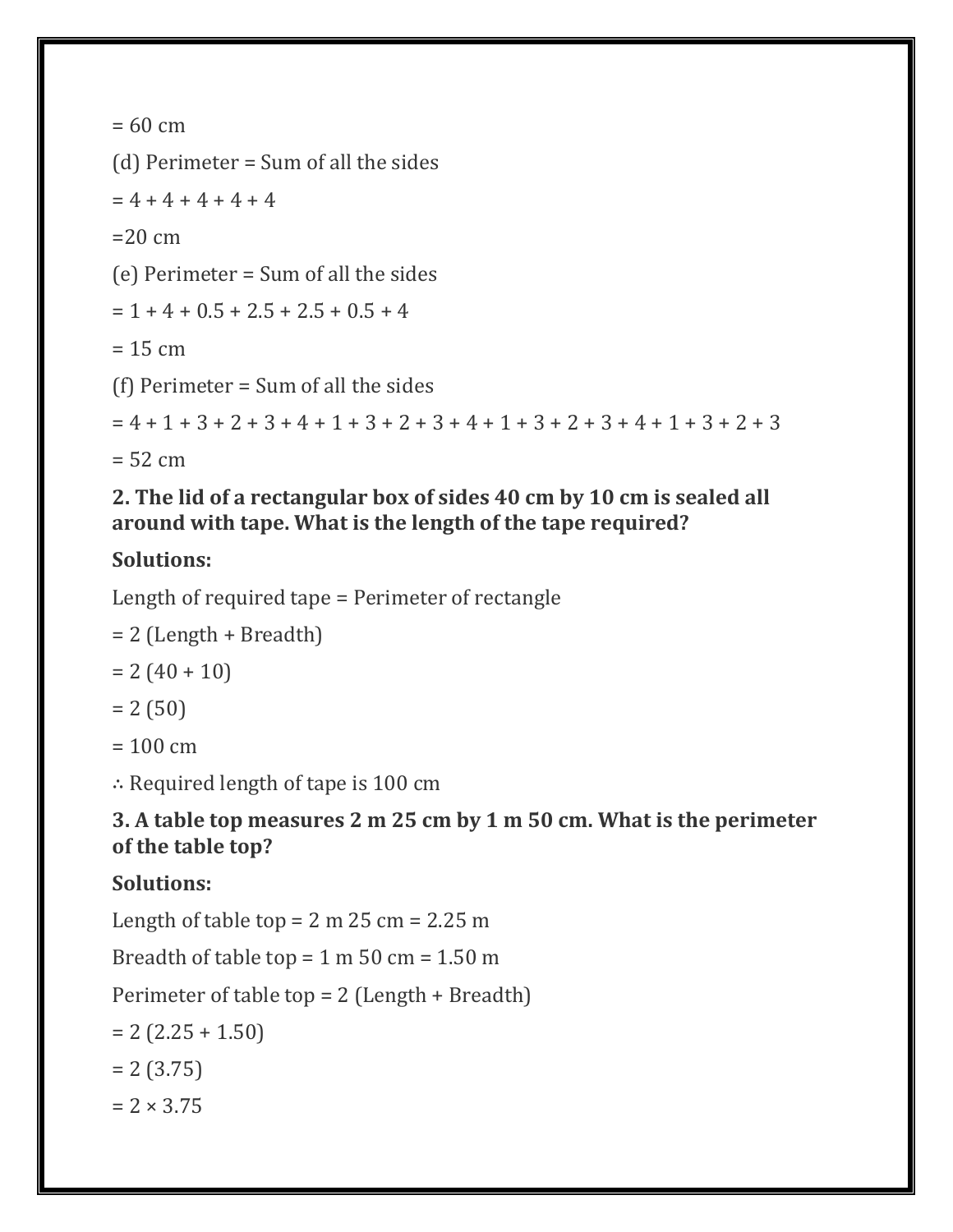= 60 cm

(d) Perimeter = Sum of all the sides

= 4 + 4 + 4 + 4 + 4

=20 cm

(e) Perimeter = Sum of all the sides

= 1 + 4 + 0.5 + 2.5 + 2.5 + 0.5 + 4

= 15 cm

(f) Perimeter = Sum of all the sides

= 4 + 1 + 3 + 2 + 3 + 4 + 1 + 3 + 2 + 3 + 4 + 1 + 3 + 2 + 3 + 4 + 1 + 3 + 2 + 3

= 52 cm

**2. The lid of a rectangular box of sides 40 cm by 10 cm is sealed all around with tape. What is the length of the tape required?**

**Solutions:**

Length of required tape = Perimeter of rectangle

= 2 (Length + Breadth)

= 2 (40 + 10)

= 2 (50)

= 100 cm

∴ Required length of tape is 100 cm

**3. A table top measures 2 m 25 cm by 1 m 50 cm. What is the perimeter of the table top?**

**Solutions:**

Length of table top = 2 m 25 cm = 2.25 m

Breadth of table top = 1 m 50 cm = 1.50 m

Perimeter of table top = 2 (Length + Breadth)

= 2 (2.25 + 1.50)

= 2 (3.75)

= 2 × 3.75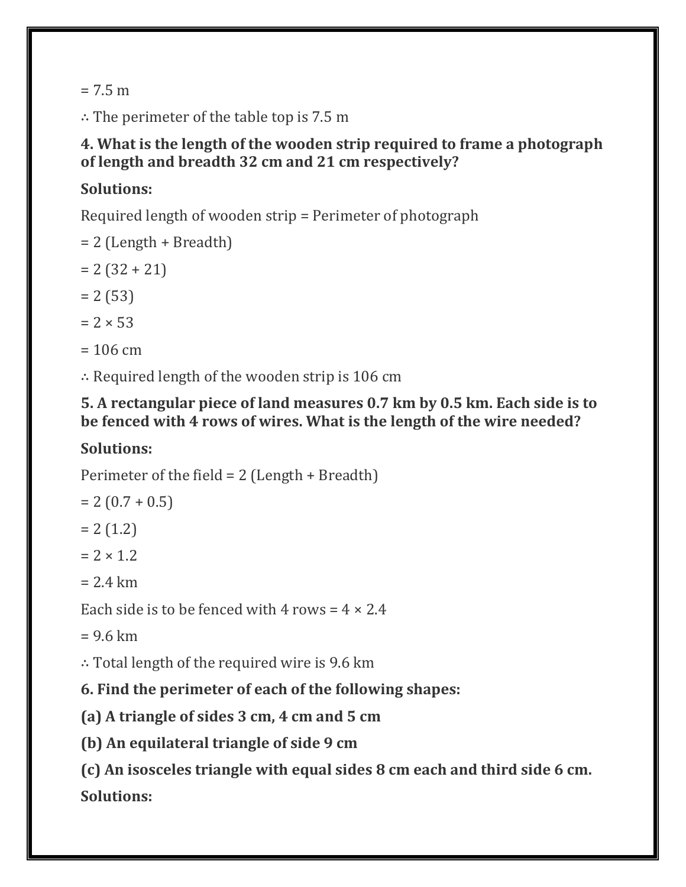= 7.5 m

∴ The perimeter of the table top is 7.5 m

**4. What is the length of the wooden strip required to frame a photograph of length and breadth 32 cm and 21 cm respectively?**

**Solutions:**

Required length of wooden strip = Perimeter of photograph

= 2 (Length + Breadth)

= 2 (32 + 21)

= 2 (53)

= 2 × 53

= 106 cm

∴ Required length of the wooden strip is 106 cm

**5. A rectangular piece of land measures 0.7 km by 0.5 km. Each side is to be fenced with 4 rows of wires. What is the length of the wire needed?**

**Solutions:**

Perimeter of the field = 2 (Length + Breadth)

= 2 (0.7 + 0.5)

= 2 (1.2)

= 2 × 1.2

= 2.4 km

Each side is to be fenced with 4 rows = 4 × 2.4

= 9.6 km

∴ Total length of the required wire is 9.6 km

**6. Find the perimeter of each of the following shapes:**

**(a) A triangle of sides 3 cm, 4 cm and 5 cm**

**(b) An equilateral triangle of side 9 cm**

**(c) An isosceles triangle with equal sides 8 cm each and third side 6 cm.**

**Solutions:**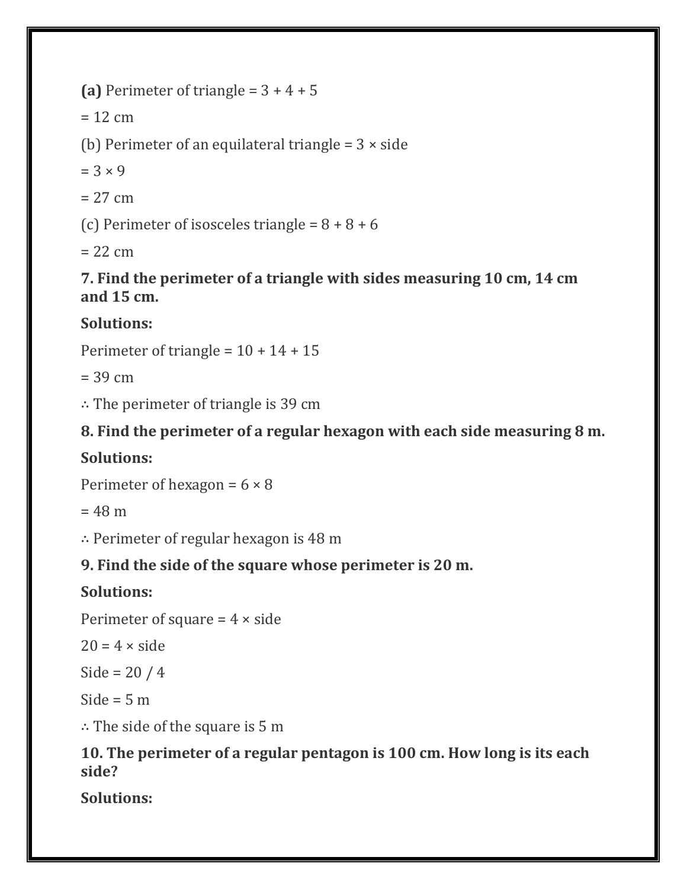**(a)** Perimeter of triangle = 3 + 4 + 5

= 12 cm

(b) Perimeter of an equilateral triangle = 3 × side

= 3 × 9

= 27 cm

(c) Perimeter of isosceles triangle = 8 + 8 + 6

= 22 cm

**7. Find the perimeter of a triangle with sides measuring 10 cm, 14 cm and 15 cm.**

**Solutions:**

Perimeter of triangle = 10 + 14 + 15

= 39 cm

∴ The perimeter of triangle is 39 cm

**8. Find the perimeter of a regular hexagon with each side measuring 8 m.**

**Solutions:**

Perimeter of hexagon = 6 × 8

= 48 m

∴ Perimeter of regular hexagon is 48 m

**9. Find the side of the square whose perimeter is 20 m.**

**Solutions:**

Perimeter of square = 4 × side

20 = 4 × side

Side = 20 / 4

Side = 5 m

∴ The side of the square is 5 m

**10. The perimeter of a regular pentagon is 100 cm. How long is its each side?**

**Solutions:**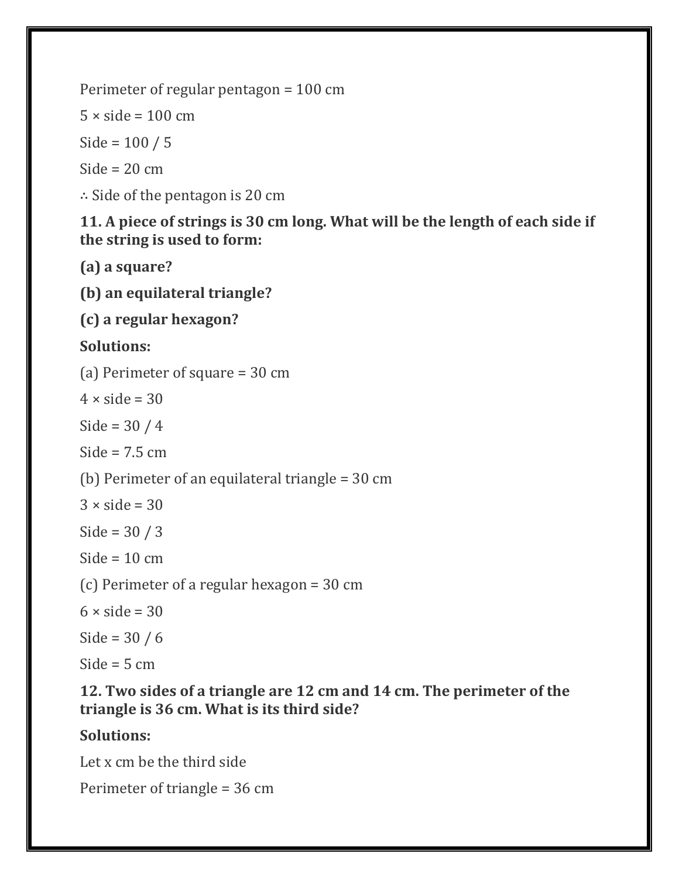Perimeter of regular pentagon = 100 cm

5 × side = 100 cm

Side = 100 / 5

Side = 20 cm

∴ Side of the pentagon is 20 cm

**11. A piece of strings is 30 cm long. What will be the length of each side if the string is used to form:**

**(a) a square?**

**(b) an equilateral triangle?**

**(c) a regular hexagon?**

**Solutions:**

(a) Perimeter of square = 30 cm

4 × side = 30

Side = 30 / 4

Side = 7.5 cm

(b) Perimeter of an equilateral triangle = 30 cm

3 × side = 30

Side = 30 / 3

Side = 10 cm

(c) Perimeter of a regular hexagon = 30 cm

6 × side = 30

Side = 30 / 6

Side = 5 cm

**12. Two sides of a triangle are 12 cm and 14 cm. The perimeter of the triangle is 36 cm. What is its third side?**

**Solutions:**

Let x cm be the third side

Perimeter of triangle = 36 cm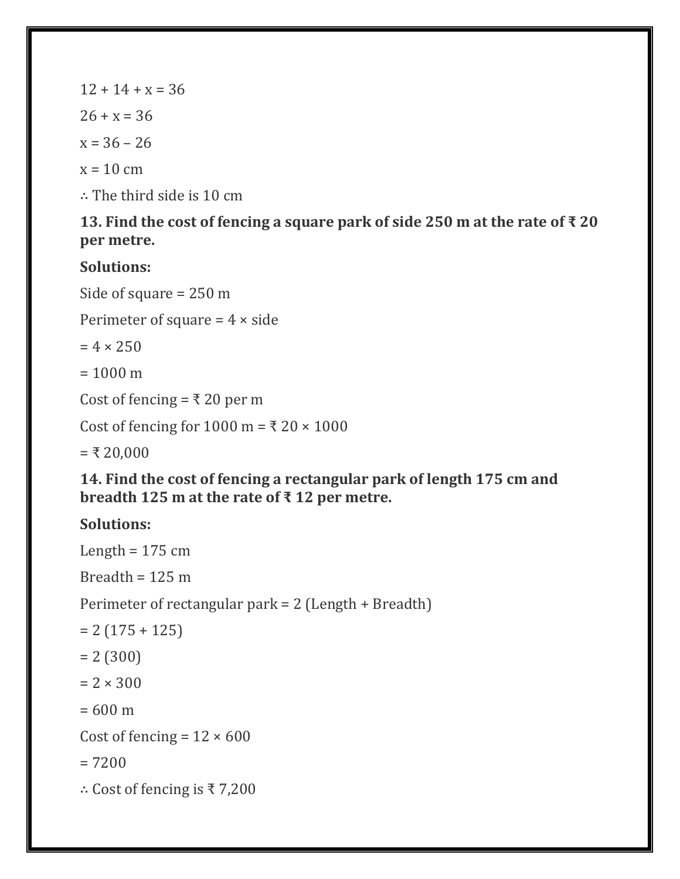$12 + 14 + x = 36$

$26 + x = 36$

$x = 36 – 26$

$x = 10$ cm

∴ The third side is 10 cm

**13. Find the cost of fencing a square park of side 250 m at the rate of ₹ 20 per metre.**

**Solutions:**

Side of square = 250 m

Perimeter of square = 4 × side

= 4 × 250

= 1000 m

Cost of fencing = ₹ 20 per m

Cost of fencing for 1000 m = ₹ 20 × 1000

= ₹ 20,000

**14. Find the cost of fencing a rectangular park of length 175 cm and breadth 125 m at the rate of ₹ 12 per metre.**

**Solutions:**

Length = 175 cm

Breadth = 125 m

Perimeter of rectangular park = 2 (Length + Breadth)

= 2 (175 + 125)

= 2 (300)

= 2 × 300

= 600 m

Cost of fencing = 12 × 600

= 7200

∴ Cost of fencing is ₹ 7,200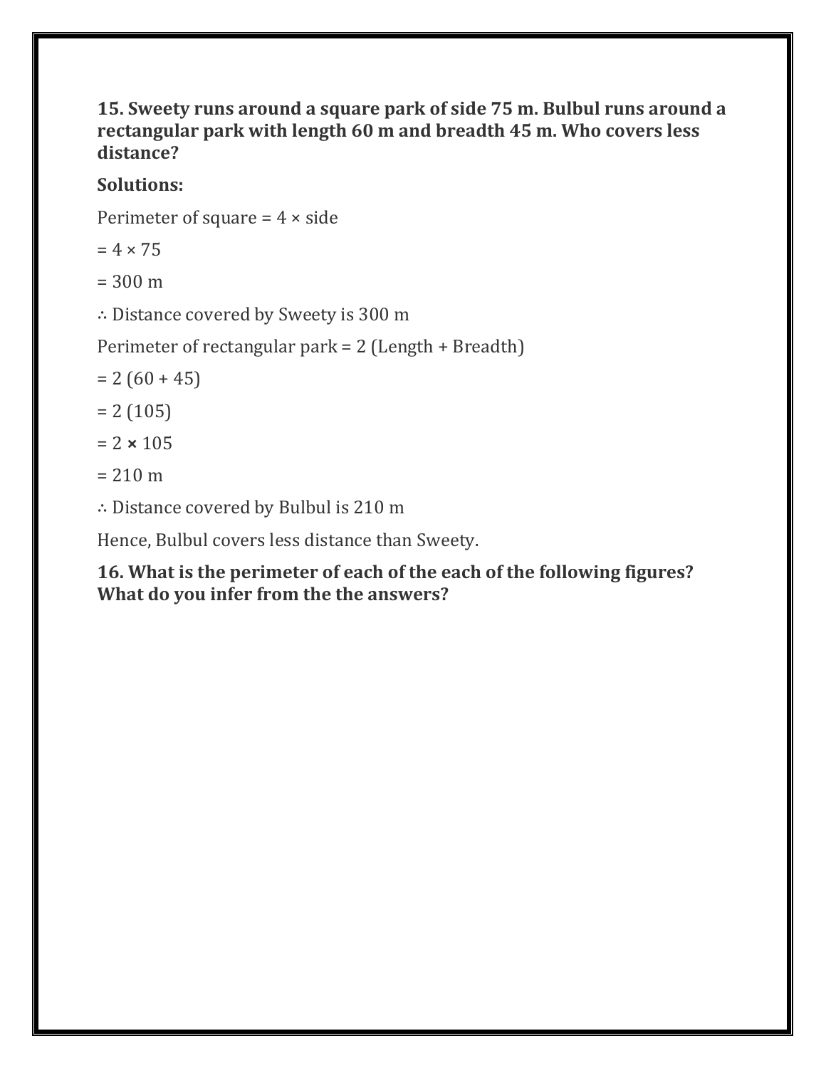**15. Sweety runs around a square park of side 75 m. Bulbul runs around a rectangular park with length 60 m and breadth 45 m. Who covers less distance?**

**Solutions:**

Perimeter of square = 4 × side

= 4 × 75

= 300 m

∴ Distance covered by Sweety is 300 m

Perimeter of rectangular park = 2 (Length + Breadth)

= 2 (60 + 45)

= 2 (105)

= 2 × 105

= 210 m

∴ Distance covered by Bulbul is 210 m

Hence, Bulbul covers less distance than Sweety.

**16. What is the perimeter of each of the each of the following figures? What do you infer from the the answers?**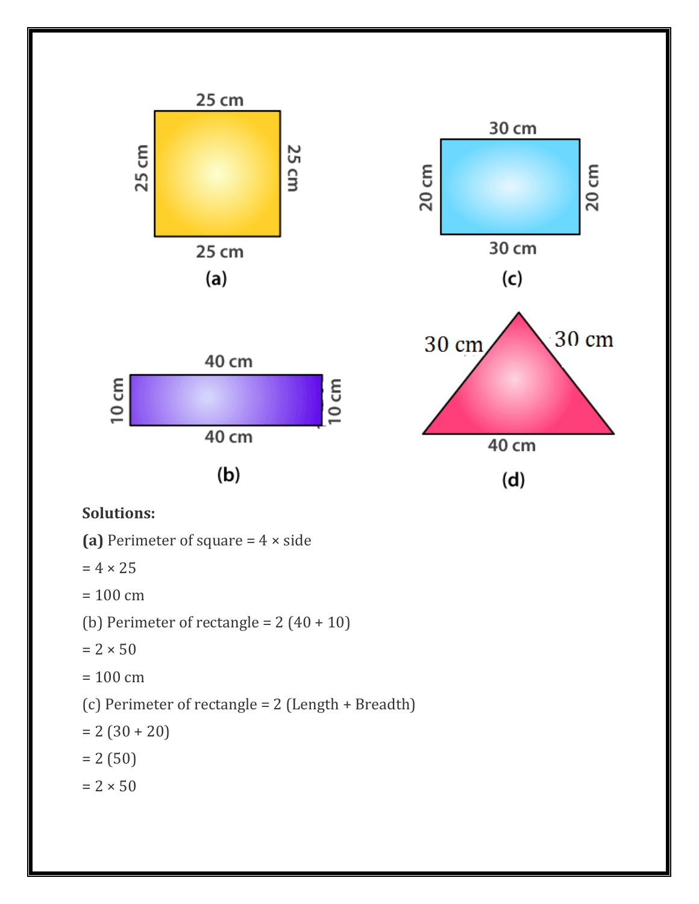25 cm

25 cm | 25 cm

25 cm

(a)

30 cm

20 cm | 20 cm

30 cm

(c)

40 cm

10 cm | 10 cm

40 cm

(b)

30 cm | 30 cm

40 cm

(d)

**Solutions:**

**(a)** Perimeter of square = 4 × side

= 4 × 25

= 100 cm

(b) Perimeter of rectangle = 2 (40 + 10)

= 2 × 50

= 100 cm

(c) Perimeter of rectangle = 2 (Length + Breadth)

= 2 (30 + 20)

= 2 (50)

= 2 × 50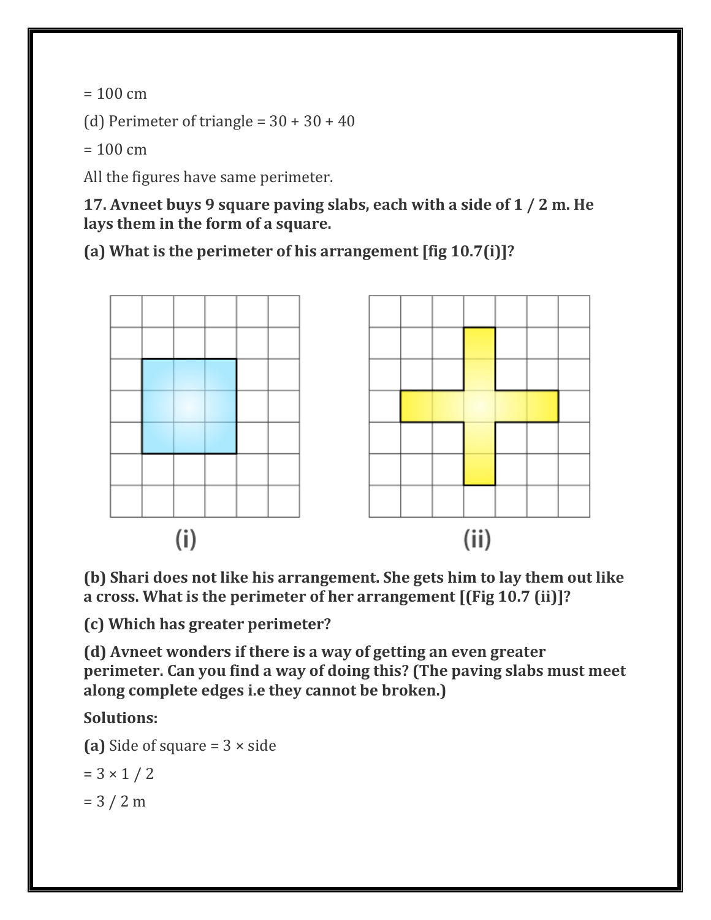= 100 cm

(d) Perimeter of triangle = 30 + 30 + 40

= 100 cm

All the figures have same perimeter.

**17. Avneet buys 9 square paving slabs, each with a side of 1 / 2 m. He lays them in the form of a square.**

**(a) What is the perimeter of his arrangement [fig 10.7(i)]?**

(i)　　　(ii)

**(b) Shari does not like his arrangement. She gets him to lay them out like a cross. What is the perimeter of her arrangement [(Fig 10.7 (ii)]?**

**(c) Which has greater perimeter?**

**(d) Avneet wonders if there is a way of getting an even greater perimeter. Can you find a way of doing this? (The paving slabs must meet along complete edges i.e they cannot be broken.)**

**Solutions:**

**(a)** Side of square = 3 × side

= 3 × 1 / 2

= 3 / 2 m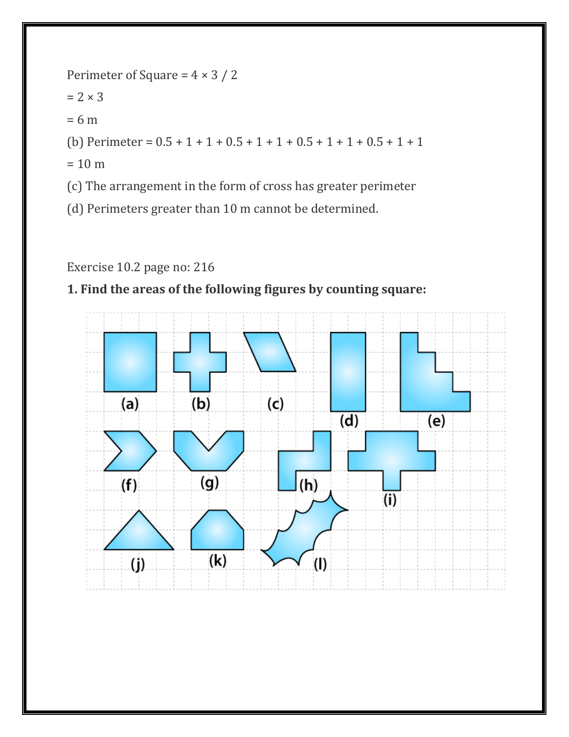Perimeter of Square = $4 \times 3 / 2$

$= 2 \times 3$

= 6 m

(b) Perimeter = $0.5 + 1 + 1 + 0.5 + 1 + 1 + 0.5 + 1 + 1 + 0.5 + 1 + 1$

= 10 m

(c) The arrangement in the form of cross has greater perimeter

(d) Perimeters greater than 10 m cannot be determined.

Exercise 10.2 page no: 216

**1. Find the areas of the following figures by counting square:**

(a) (b) (c) (d) (e)

(f) (g) (h) (i)

(j) (k) (l)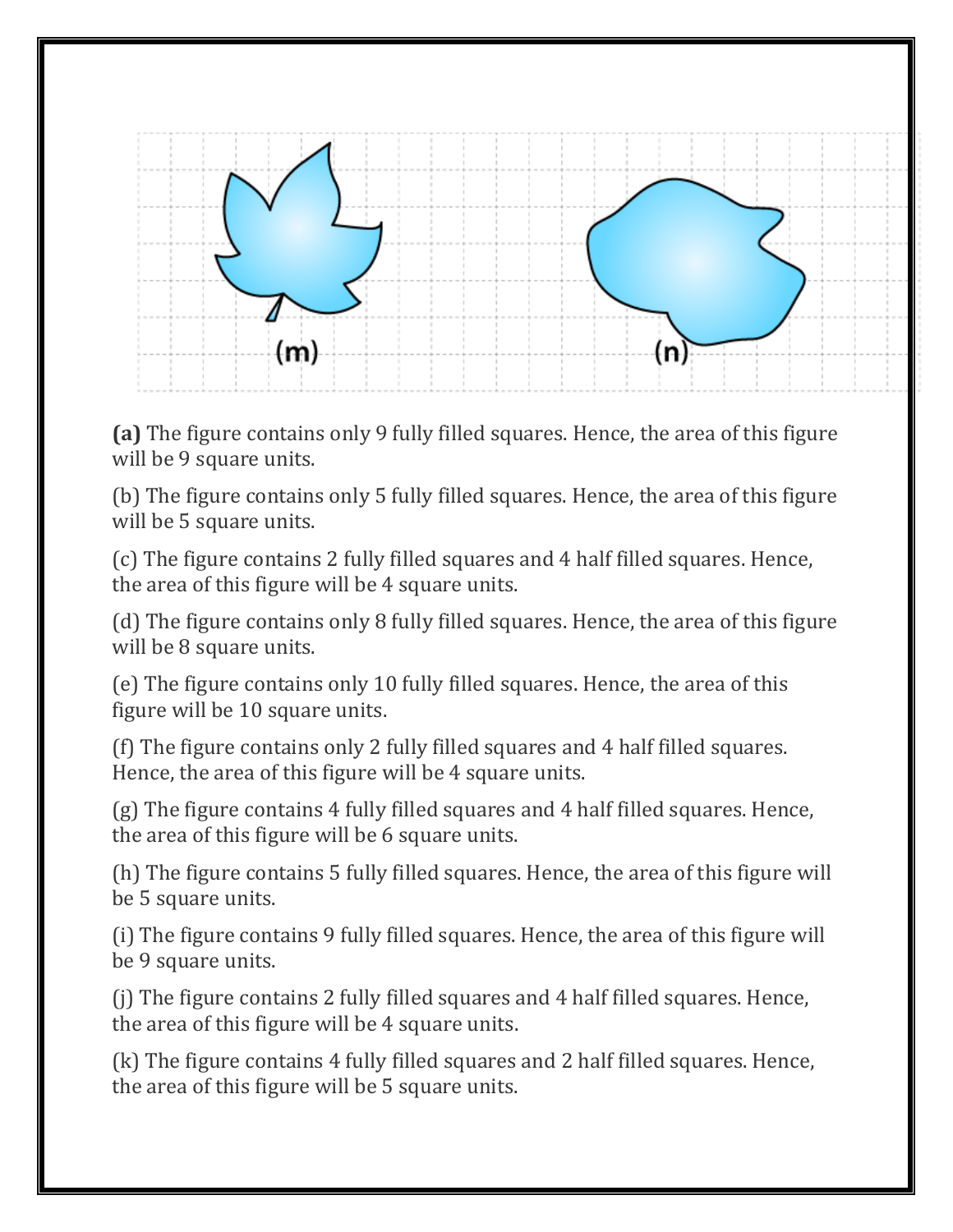(m)

(n)

**(a)** The figure contains only 9 fully filled squares. Hence, the area of this figure will be 9 square units.

(b) The figure contains only 5 fully filled squares. Hence, the area of this figure will be 5 square units.

(c) The figure contains 2 fully filled squares and 4 half filled squares. Hence, the area of this figure will be 4 square units.

(d) The figure contains only 8 fully filled squares. Hence, the area of this figure will be 8 square units.

(e) The figure contains only 10 fully filled squares. Hence, the area of this figure will be 10 square units.

(f) The figure contains only 2 fully filled squares and 4 half filled squares. Hence, the area of this figure will be 4 square units.

(g) The figure contains 4 fully filled squares and 4 half filled squares. Hence, the area of this figure will be 6 square units.

(h) The figure contains 5 fully filled squares. Hence, the area of this figure will be 5 square units.

(i) The figure contains 9 fully filled squares. Hence, the area of this figure will be 9 square units.

(j) The figure contains 2 fully filled squares and 4 half filled squares. Hence, the area of this figure will be 4 square units.

(k) The figure contains 4 fully filled squares and 2 half filled squares. Hence, the area of this figure will be 5 square units.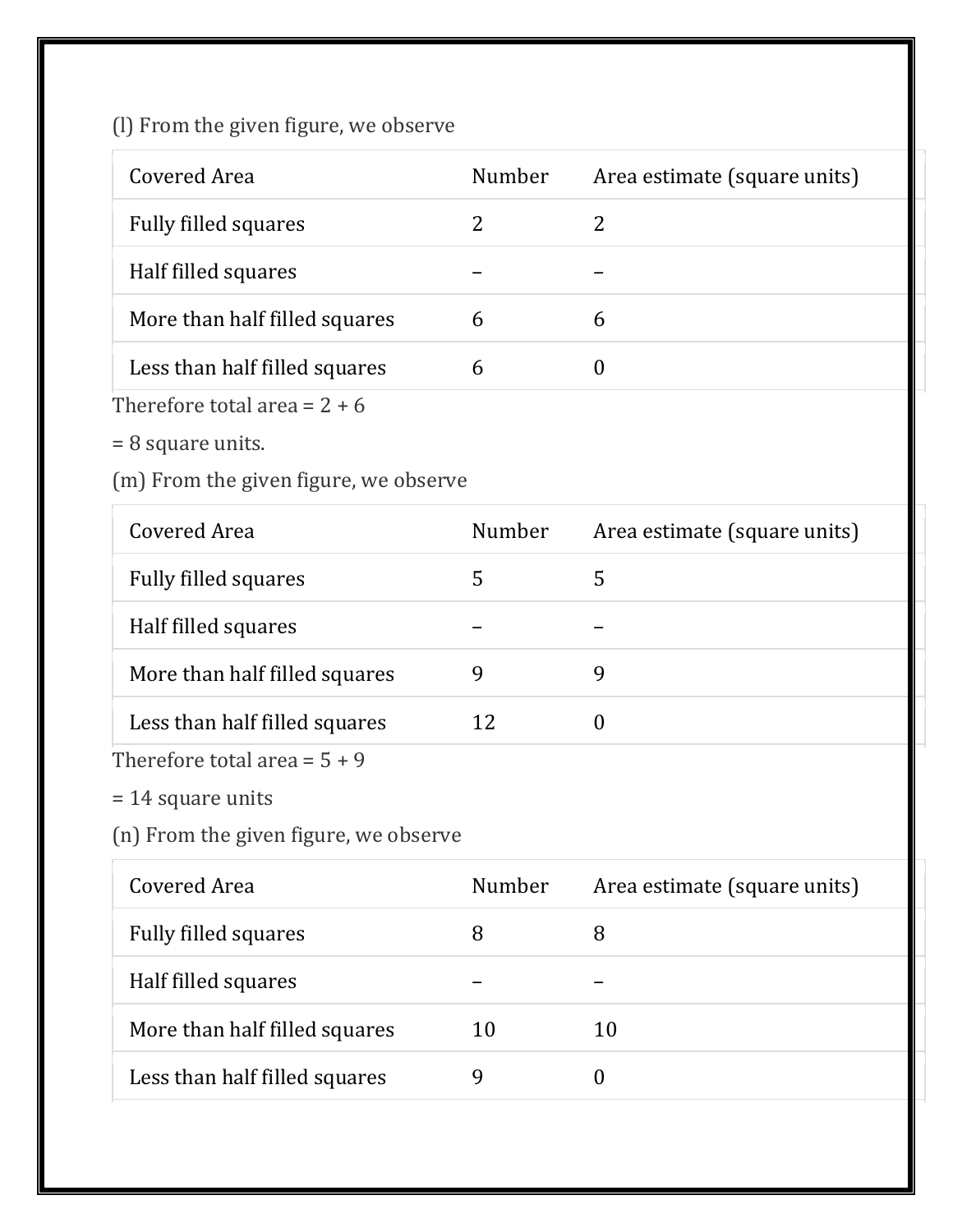(l) From the given figure, we observe

| Covered Area | Number | Area estimate (square units) |
|---|---|---|
| Fully filled squares | 2 | 2 |
| Half filled squares | – | – |
| More than half filled squares | 6 | 6 |
| Less than half filled squares | 6 | 0 |

Therefore total area = 2 + 6

= 8 square units.

(m) From the given figure, we observe

| Covered Area | Number | Area estimate (square units) |
|---|---|---|
| Fully filled squares | 5 | 5 |
| Half filled squares | – | – |
| More than half filled squares | 9 | 9 |
| Less than half filled squares | 12 | 0 |

Therefore total area = 5 + 9

= 14 square units

(n) From the given figure, we observe

| Covered Area | Number | Area estimate (square units) |
|---|---|---|
| Fully filled squares | 8 | 8 |
| Half filled squares | – | – |
| More than half filled squares | 10 | 10 |
| Less than half filled squares | 9 | 0 |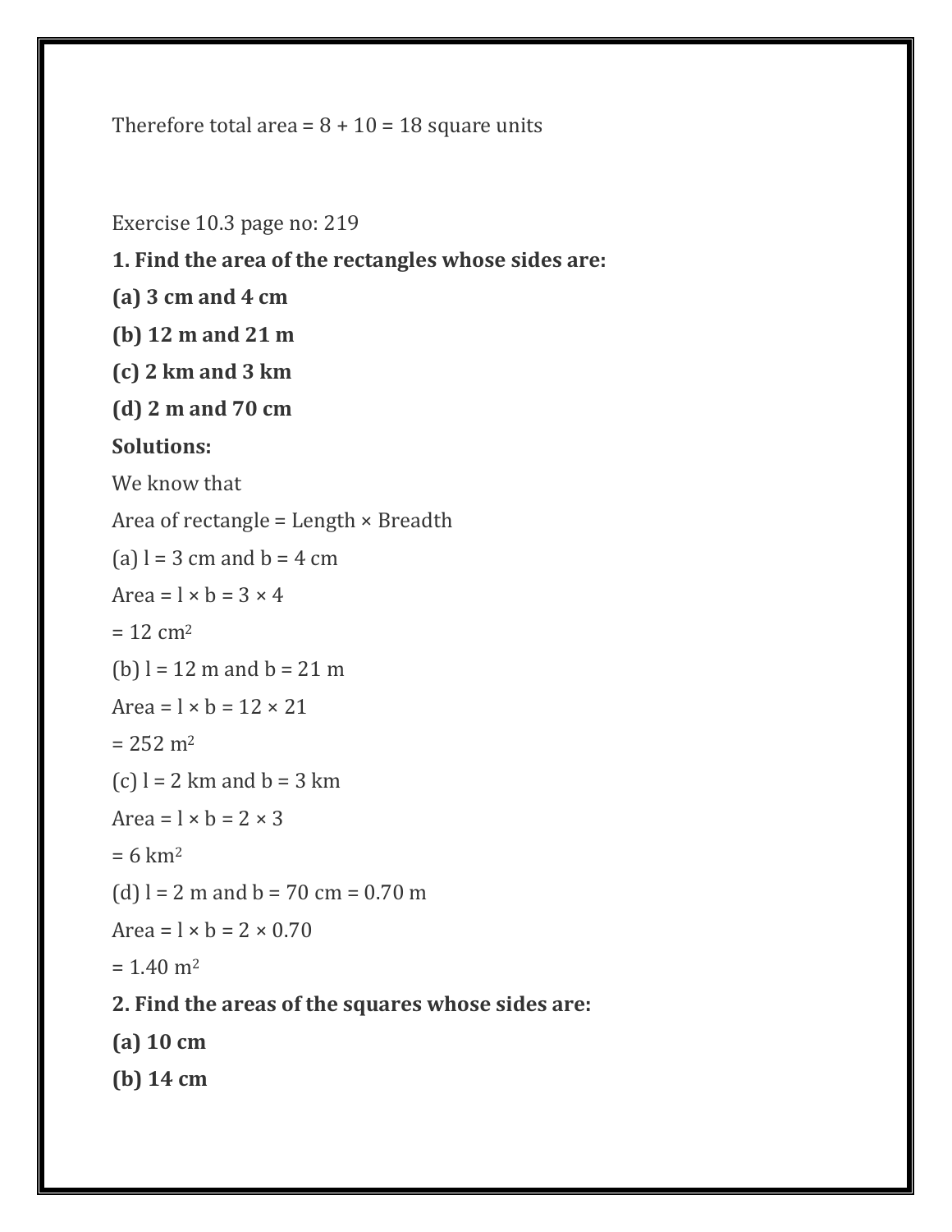Therefore total area = 8 + 10 = 18 square units

Exercise 10.3 page no: 219

**1. Find the area of the rectangles whose sides are:**

**(a) 3 cm and 4 cm**

**(b) 12 m and 21 m**

**(c) 2 km and 3 km**

**(d) 2 m and 70 cm**

**Solutions:**

We know that

Area of rectangle = Length × Breadth

(a) l = 3 cm and b = 4 cm

Area = l × b = 3 × 4

= 12 $cm^2$

(b) l = 12 m and b = 21 m

Area = l × b = 12 × 21

= 252 $m^2$

(c) l = 2 km and b = 3 km

Area = l × b = 2 × 3

= 6 $km^2$

(d) l = 2 m and b = 70 cm = 0.70 m

Area = l × b = 2 × 0.70

= 1.40 $m^2$

**2. Find the areas of the squares whose sides are:**

**(a) 10 cm**

**(b) 14 cm**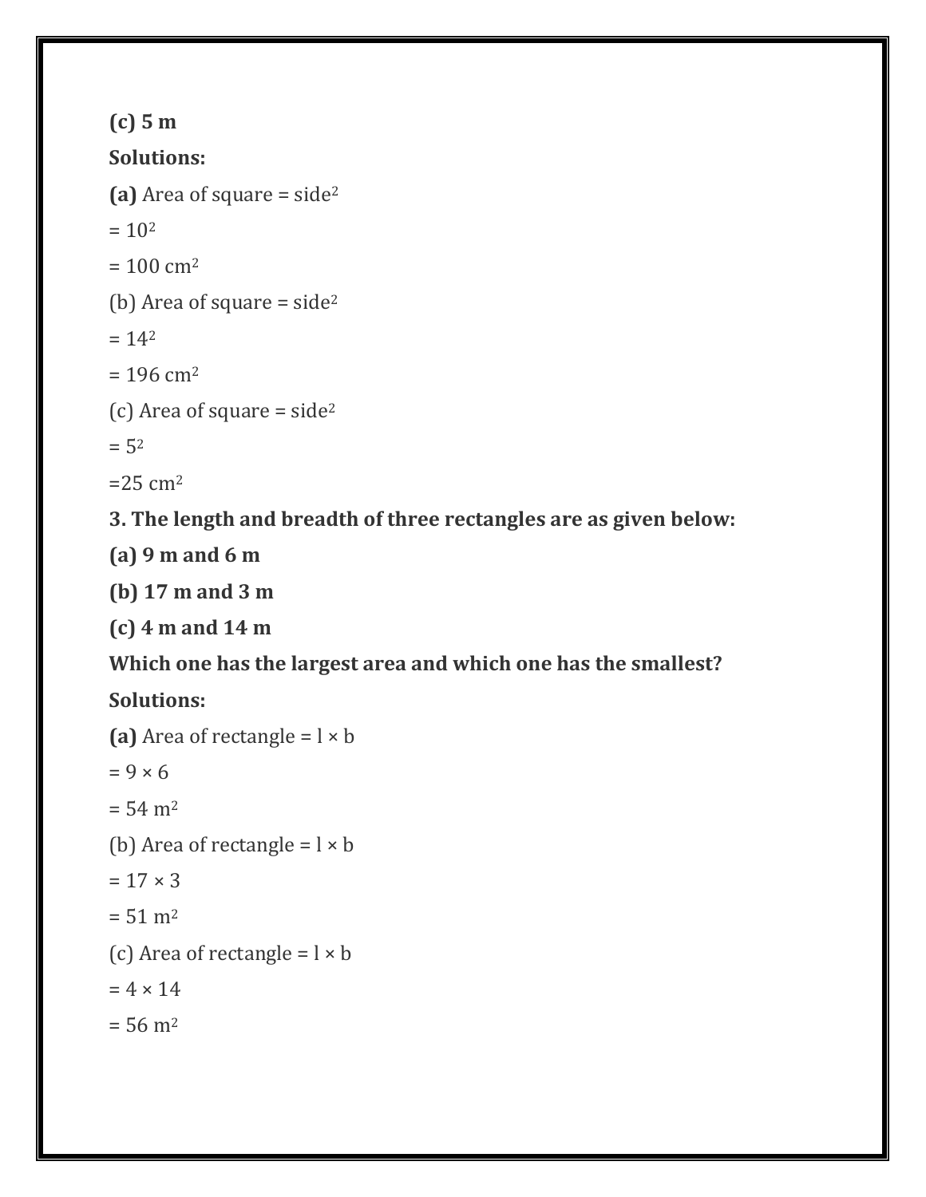**(c) 5 m**

**Solutions:**

**(a)** Area of square = $side^2$

= $10^2$

= 100 $cm^2$

(b) Area of square = $side^2$

= $14^2$

= 196 $cm^2$

(c) Area of square = $side^2$

= $5^2$

=25 $cm^2$

**3. The length and breadth of three rectangles are as given below:**

**(a) 9 m and 6 m**

**(b) 17 m and 3 m**

**(c) 4 m and 14 m**

**Which one has the largest area and which one has the smallest?**

**Solutions:**

**(a)** Area of rectangle = l × b

= 9 × 6

= 54 $m^2$

(b) Area of rectangle = l × b

= 17 × 3

= 51 $m^2$

(c) Area of rectangle = l × b

= 4 × 14

= 56 $m^2$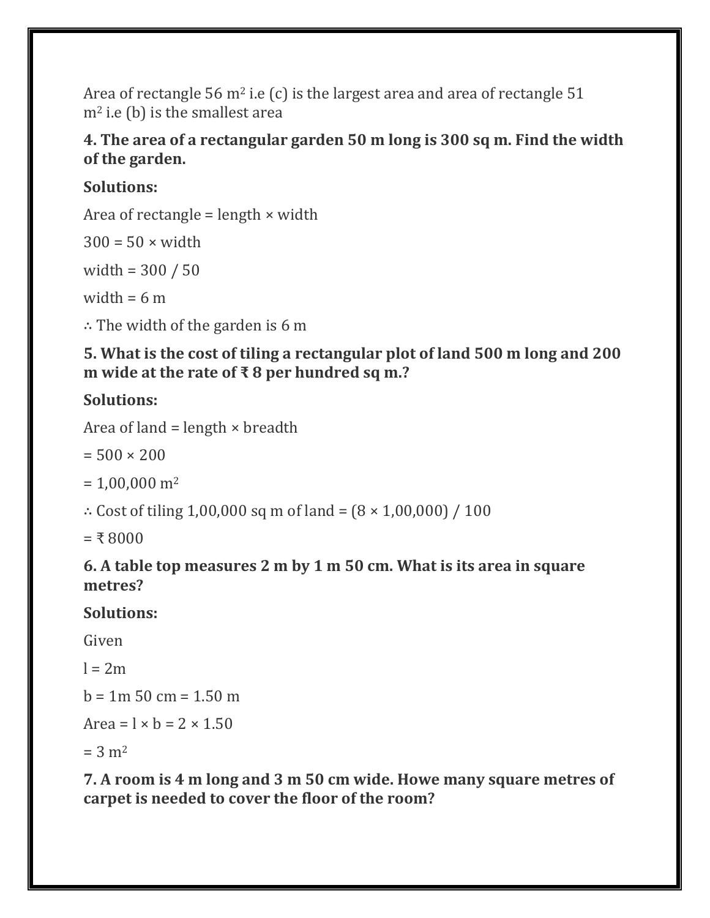Area of rectangle 56 $m^2$ i.e (c) is the largest area and area of rectangle 51 $m^2$ i.e (b) is the smallest area

**4. The area of a rectangular garden 50 m long is 300 sq m. Find the width of the garden.**

**Solutions:**

Area of rectangle = length × width

300 = 50 × width

width = 300 / 50

width = 6 m

∴ The width of the garden is 6 m

**5. What is the cost of tiling a rectangular plot of land 500 m long and 200 m wide at the rate of ₹ 8 per hundred sq m.?**

**Solutions:**

Area of land = length × breadth

= 500 × 200

= 1,00,000 $m^2$

∴ Cost of tiling 1,00,000 sq m of land = (8 × 1,00,000) / 100

= ₹ 8000

**6. A table top measures 2 m by 1 m 50 cm. What is its area in square metres?**

**Solutions:**

Given

l = 2m

b = 1m 50 cm = 1.50 m

Area = l × b = 2 × 1.50

= 3 $m^2$

**7. A room is 4 m long and 3 m 50 cm wide. Howe many square metres of carpet is needed to cover the floor of the room?**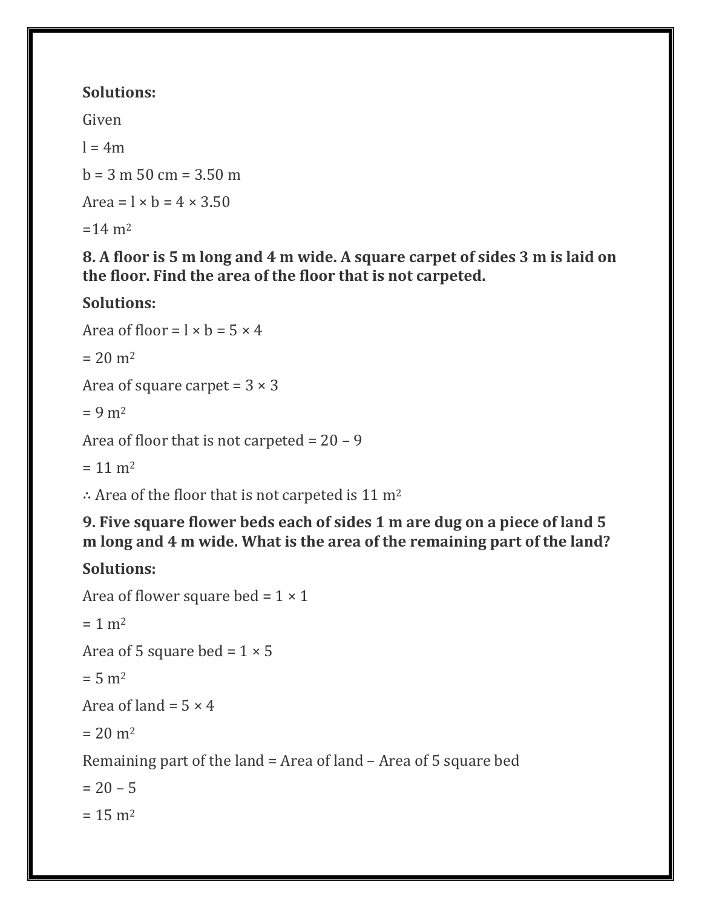**Solutions:**

Given

l = 4m

b = 3 m 50 cm = 3.50 m

Area = l × b = 4 × 3.50

=14 $m^2$

**8. A floor is 5 m long and 4 m wide. A square carpet of sides 3 m is laid on the floor. Find the area of the floor that is not carpeted.**

**Solutions:**

Area of floor = l × b = 5 × 4

= 20 $m^2$

Area of square carpet = 3 × 3

= 9 $m^2$

Area of floor that is not carpeted = 20 – 9

= 11 $m^2$

∴ Area of the floor that is not carpeted is 11 $m^2$

**9. Five square flower beds each of sides 1 m are dug on a piece of land 5 m long and 4 m wide. What is the area of the remaining part of the land?**

**Solutions:**

Area of flower square bed = 1 × 1

= 1 $m^2$

Area of 5 square bed = 1 × 5

= 5 $m^2$

Area of land = 5 × 4

= 20 $m^2$

Remaining part of the land = Area of land – Area of 5 square bed

= 20 – 5

= 15 $m^2$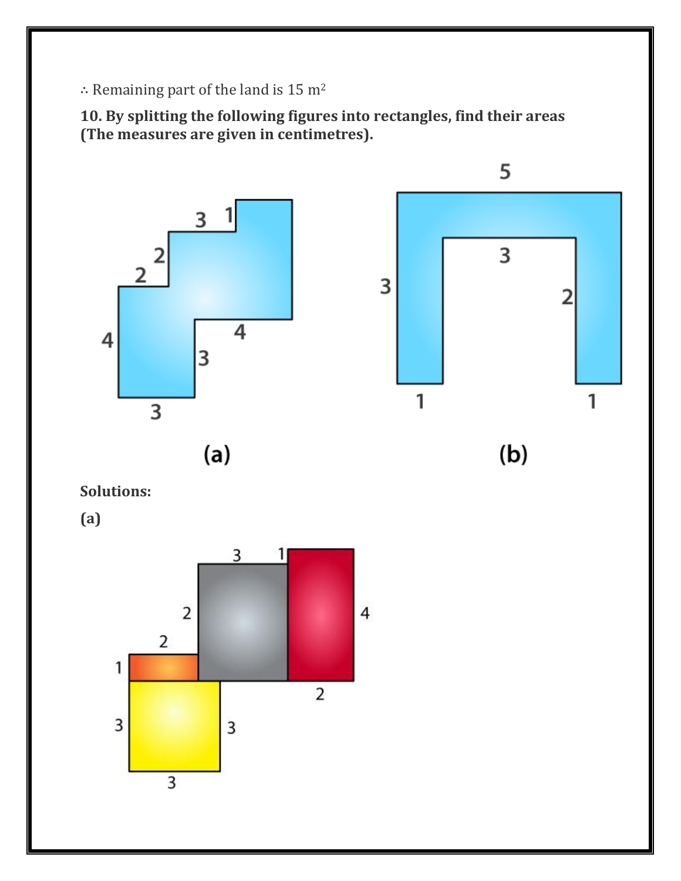∴ Remaining part of the land is 15 $m^2$

**10. By splitting the following figures into rectangles, find their areas (The measures are given in centimetres).**

(a)

(b)

**Solutions:**

**(a)**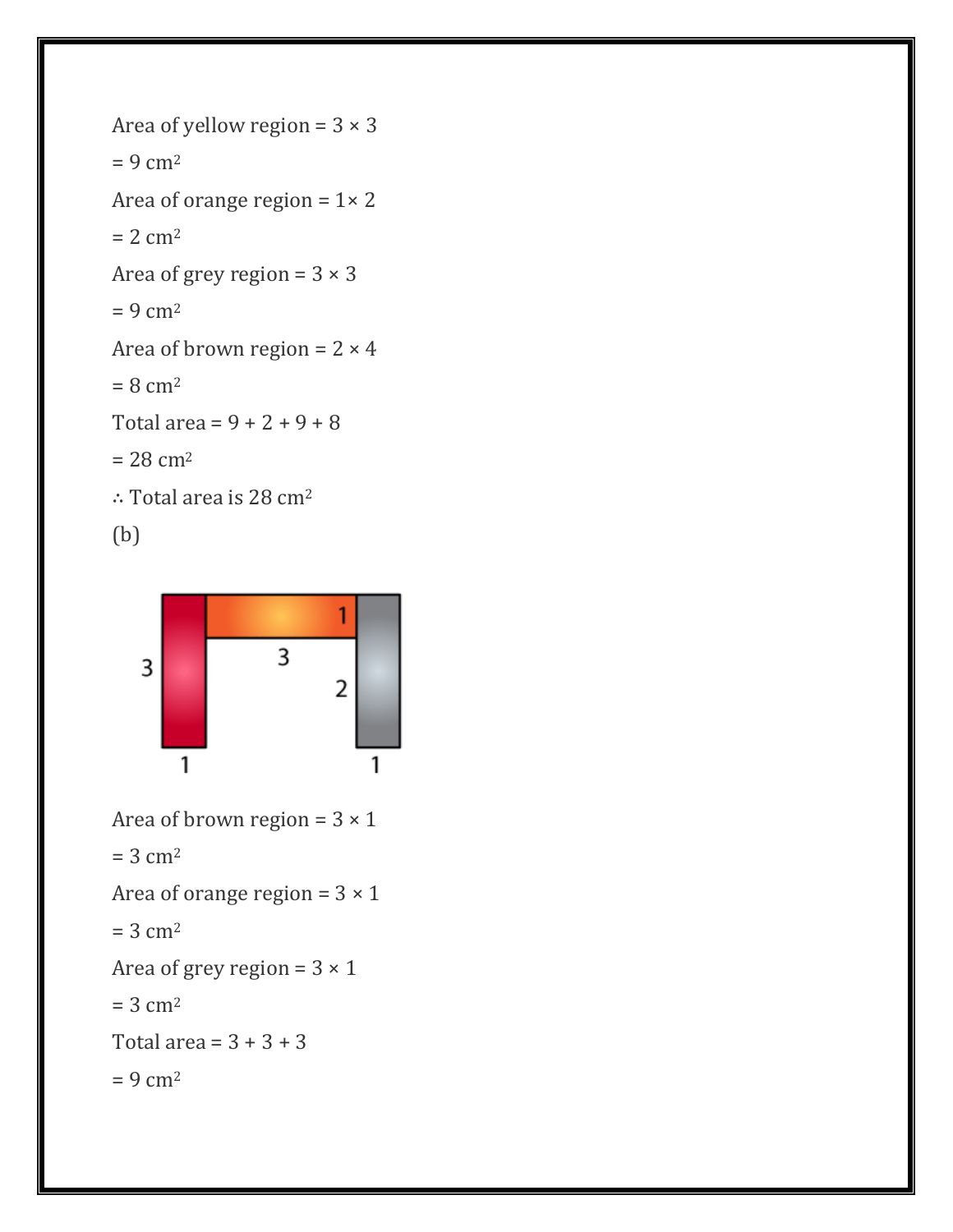Area of yellow region = $3 \times 3$

= 9 $cm^2$

Area of orange region = $1 \times 2$

= 2 $cm^2$

Area of grey region = $3 \times 3$

= 9 $cm^2$

Area of brown region = $2 \times 4$

= 8 $cm^2$

Total area = 9 + 2 + 9 + 8

= 28 $cm^2$

∴ Total area is 28 $cm^2$

(b)

Area of brown region = $3 \times 1$

= 3 $cm^2$

Area of orange region = $3 \times 1$

= 3 $cm^2$

Area of grey region = $3 \times 1$

= 3 $cm^2$

Total area = 3 + 3 + 3

= 9 $cm^2$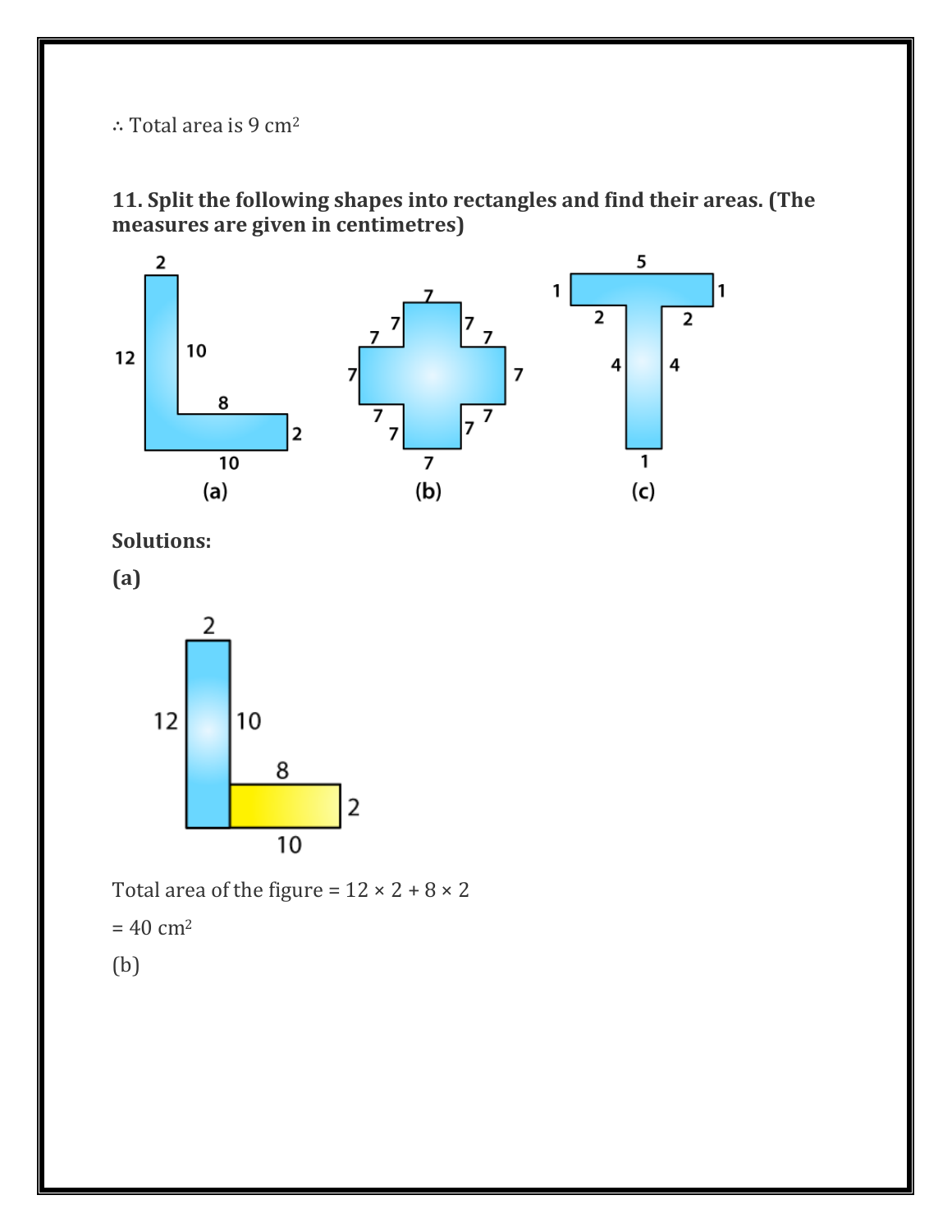∴ Total area is 9 $cm^2$

**11. Split the following shapes into rectangles and find their areas. (The measures are given in centimetres)**

**Solutions:**

**(a)**

Total area of the figure = $12 \times 2 + 8 \times 2$

= 40 $cm^2$

(b)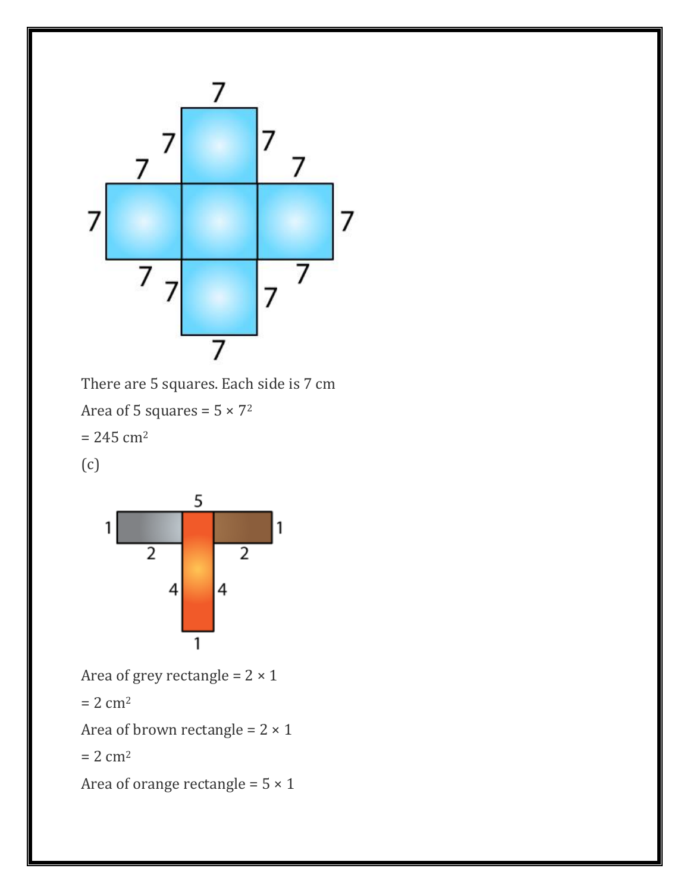There are 5 squares. Each side is 7 cm

Area of 5 squares = $5 \times 7^2$

= 245 $cm^2$

(c)

Area of grey rectangle = $2 \times 1$

= 2 $cm^2$

Area of brown rectangle = $2 \times 1$

= 2 $cm^2$

Area of orange rectangle = $5 \times 1$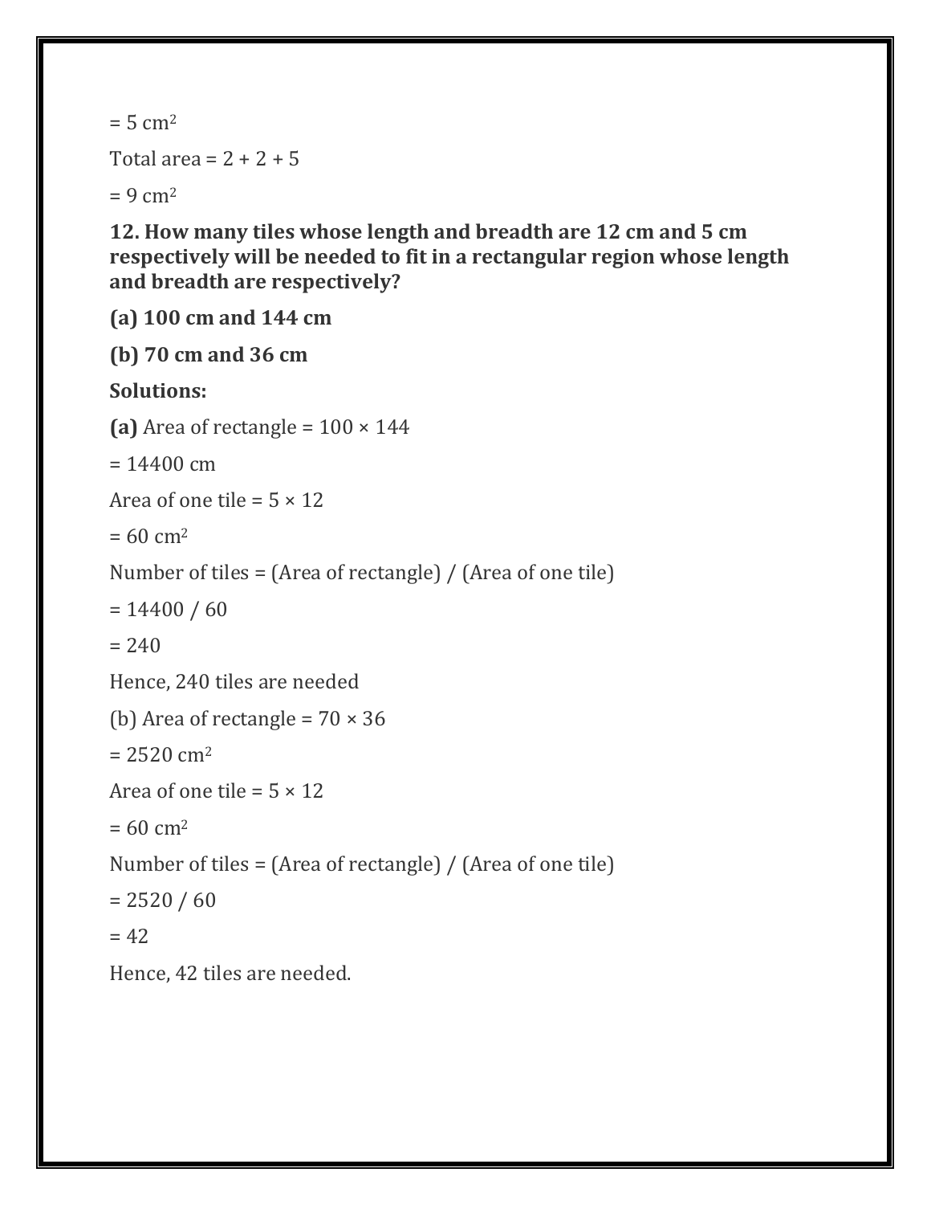= 5 $cm^2$

Total area = 2 + 2 + 5

= 9 $cm^2$

**12. How many tiles whose length and breadth are 12 cm and 5 cm respectively will be needed to fit in a rectangular region whose length and breadth are respectively?**

**(a) 100 cm and 144 cm**

**(b) 70 cm and 36 cm**

**Solutions:**

**(a)** Area of rectangle = 100 × 144

= 14400 cm

Area of one tile = 5 × 12

= 60 $cm^2$

Number of tiles = (Area of rectangle) / (Area of one tile)

= 14400 / 60

= 240

Hence, 240 tiles are needed

(b) Area of rectangle = 70 × 36

= 2520 $cm^2$

Area of one tile = 5 × 12

= 60 $cm^2$

Number of tiles = (Area of rectangle) / (Area of one tile)

= 2520 / 60

= 42

Hence, 42 tiles are needed.